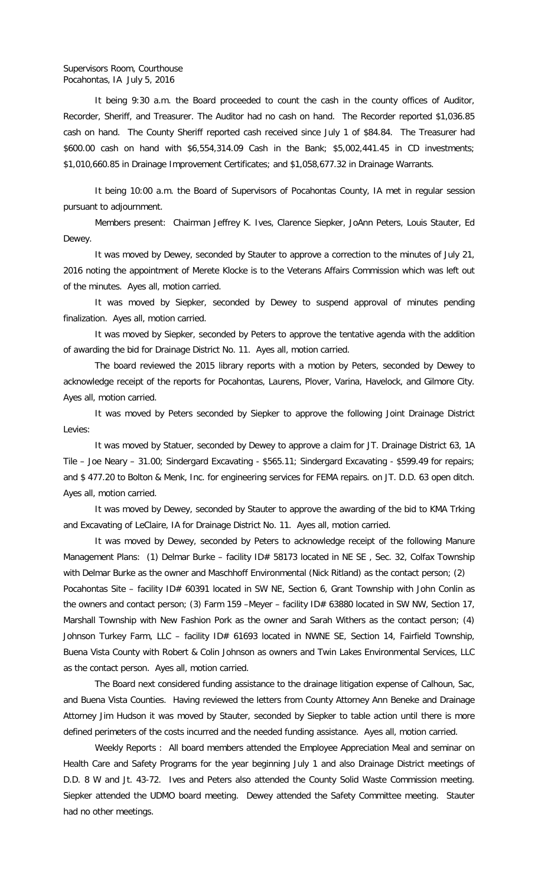Supervisors Room, Courthouse
Pocahontas, IA July 5, 2016

It being 9:30 a.m. the Board proceeded to count the cash in the county offices of Auditor, Recorder, Sheriff, and Treasurer. The Auditor had no cash on hand. The Recorder reported $1,036.85 cash on hand. The County Sheriff reported cash received since July 1 of $84.84. The Treasurer had $600.00 cash on hand with $6,554,314.09 Cash in the Bank; $5,002,441.45 in CD investments; $1,010,660.85 in Drainage Improvement Certificates; and $1,058,677.32 in Drainage Warrants.

It being 10:00 a.m. the Board of Supervisors of Pocahontas County, IA met in regular session pursuant to adjournment.

Members present: Chairman Jeffrey K. Ives, Clarence Siepker, JoAnn Peters, Louis Stauter, Ed Dewey.

It was moved by Dewey, seconded by Stauter to approve a correction to the minutes of July 21, 2016 noting the appointment of Merete Klocke is to the Veterans Affairs Commission which was left out of the minutes. Ayes all, motion carried.

It was moved by Siepker, seconded by Dewey to suspend approval of minutes pending finalization. Ayes all, motion carried.

It was moved by Siepker, seconded by Peters to approve the tentative agenda with the addition of awarding the bid for Drainage District No. 11. Ayes all, motion carried.

The board reviewed the 2015 library reports with a motion by Peters, seconded by Dewey to acknowledge receipt of the reports for Pocahontas, Laurens, Plover, Varina, Havelock, and Gilmore City. Ayes all, motion carried.

It was moved by Peters seconded by Siepker to approve the following Joint Drainage District Levies:

It was moved by Statuer, seconded by Dewey to approve a claim for JT. Drainage District 63, 1A Tile – Joe Neary – 31.00; Sindergard Excavating - $565.11; Sindergard Excavating - $599.49 for repairs; and $ 477.20 to Bolton & Menk, Inc. for engineering services for FEMA repairs. on JT. D.D. 63 open ditch. Ayes all, motion carried.

It was moved by Dewey, seconded by Stauter to approve the awarding of the bid to KMA Trking and Excavating of LeClaire, IA for Drainage District No. 11. Ayes all, motion carried.

It was moved by Dewey, seconded by Peters to acknowledge receipt of the following Manure Management Plans: (1) Delmar Burke – facility ID# 58173 located in NE SE , Sec. 32, Colfax Township with Delmar Burke as the owner and Maschhoff Environmental (Nick Ritland) as the contact person; (2) Pocahontas Site – facility ID# 60391 located in SW NE, Section 6, Grant Township with John Conlin as the owners and contact person; (3) Farm 159 –Meyer – facility ID# 63880 located in SW NW, Section 17, Marshall Township with New Fashion Pork as the owner and Sarah Withers as the contact person; (4) Johnson Turkey Farm, LLC – facility ID# 61693 located in NWNE SE, Section 14, Fairfield Township, Buena Vista County with Robert & Colin Johnson as owners and Twin Lakes Environmental Services, LLC as the contact person. Ayes all, motion carried.

The Board next considered funding assistance to the drainage litigation expense of Calhoun, Sac, and Buena Vista Counties. Having reviewed the letters from County Attorney Ann Beneke and Drainage Attorney Jim Hudson it was moved by Stauter, seconded by Siepker to table action until there is more defined perimeters of the costs incurred and the needed funding assistance. Ayes all, motion carried.

Weekly Reports : All board members attended the Employee Appreciation Meal and seminar on Health Care and Safety Programs for the year beginning July 1 and also Drainage District meetings of D.D. 8 W and Jt. 43-72. Ives and Peters also attended the County Solid Waste Commission meeting. Siepker attended the UDMO board meeting. Dewey attended the Safety Committee meeting. Stauter had no other meetings.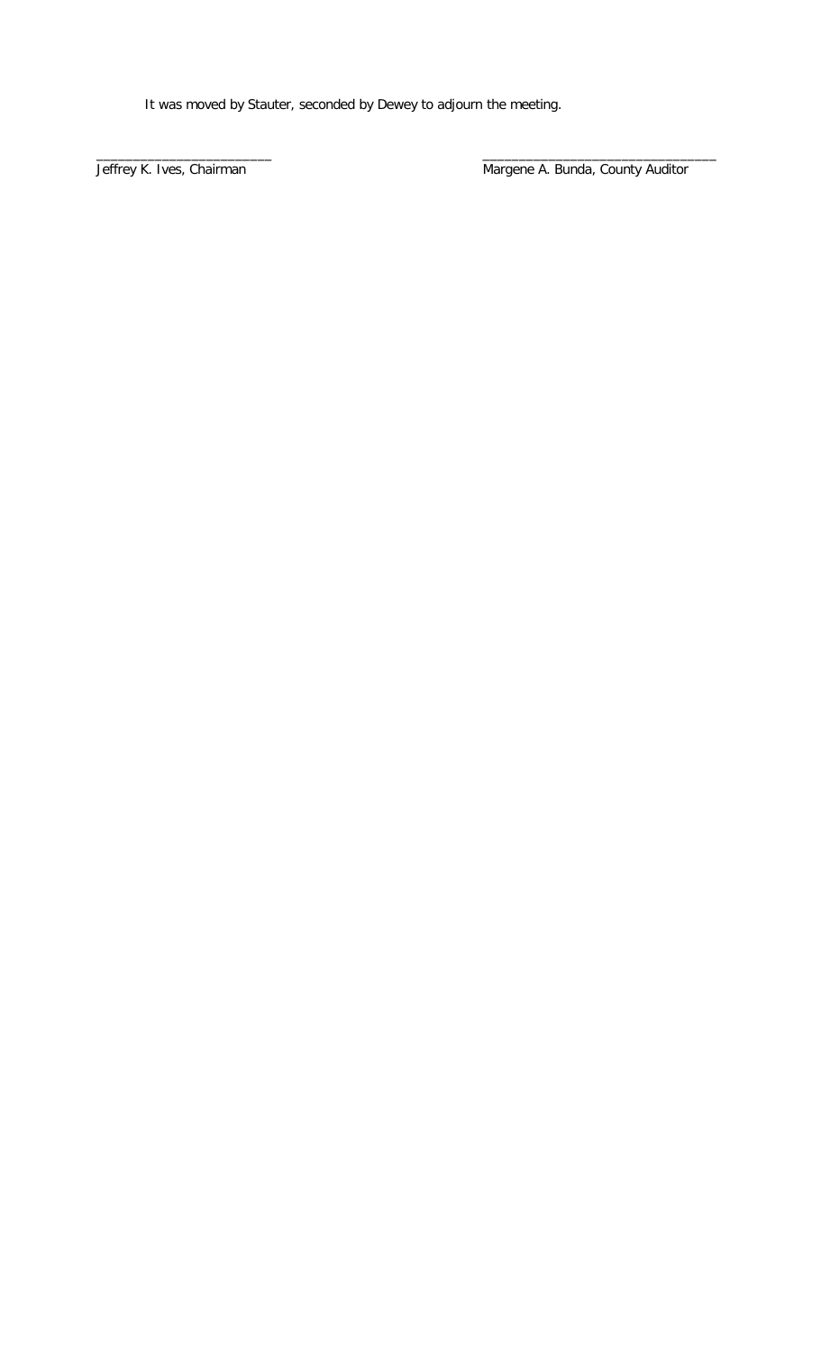It was moved by Stauter, seconded by Dewey to adjourn the meeting.

________________________ ________________________________
Jeffrey K. Ives, Chairman Margene A. Bunda, County Auditor